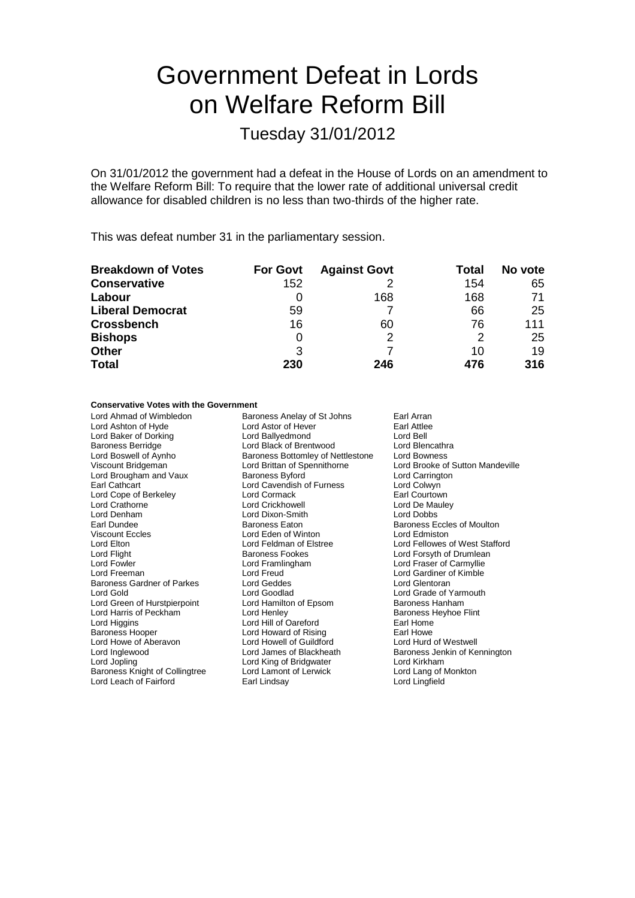# Government Defeat in Lords on Welfare Reform Bill

Tuesday 31/01/2012

On 31/01/2012 the government had a defeat in the House of Lords on an amendment to the Welfare Reform Bill: To require that the lower rate of additional universal credit allowance for disabled children is no less than two-thirds of the higher rate.

This was defeat number 31 in the parliamentary session.

| Breakdown of Votes | For Govt | Against Govt | Total | No vote |
|---|---|---|---|---|
| **Conservative** | 152 | 2 | 154 | 65 |
| **Labour** | 0 | 168 | 168 | 71 |
| **Liberal Democrat** | 59 | 7 | 66 | 25 |
| **Crossbench** | 16 | 60 | 76 | 111 |
| **Bishops** | 0 | 2 | 2 | 25 |
| **Other** | 3 | 7 | 10 | 19 |
| **Total** | **230** | **246** | **476** | **316** |

**Conservative Votes with the Government**

Lord Ahmad of Wimbledon
Baroness Anelay of St Johns
Earl Arran
Lord Ashton of Hyde
Lord Astor of Hever
Earl Attlee
Lord Baker of Dorking
Lord Ballyedmond
Lord Bell
Baroness Berridge
Lord Black of Brentwood
Lord Blencathra
Lord Boswell of Aynho
Baroness Bottomley of Nettlestone
Lord Bowness
Viscount Bridgeman
Lord Brittan of Spennithorne
Lord Brooke of Sutton Mandeville
Lord Brougham and Vaux
Baroness Byford
Lord Carrington
Earl Cathcart
Lord Cavendish of Furness
Lord Colwyn
Lord Cope of Berkeley
Lord Cormack
Earl Courtown
Lord Crathorne
Lord Crickhowell
Lord De Mauley
Lord Denham
Lord Dixon-Smith
Lord Dobbs
Earl Dundee
Baroness Eaton
Baroness Eccles of Moulton
Viscount Eccles
Lord Eden of Winton
Lord Edmiston
Lord Elton
Lord Feldman of Elstree
Lord Fellowes of West Stafford
Lord Flight
Baroness Fookes
Lord Forsyth of Drumlean
Lord Fowler
Lord Framlingham
Lord Fraser of Carmyllie
Lord Freeman
Lord Freud
Lord Gardiner of Kimble
Baroness Gardner of Parkes
Lord Geddes
Lord Glentoran
Lord Gold
Lord Goodlad
Lord Grade of Yarmouth
Lord Green of Hurstpierpoint
Lord Hamilton of Epsom
Baroness Hanham
Lord Harris of Peckham
Lord Henley
Baroness Heyhoe Flint
Lord Higgins
Lord Hill of Oareford
Earl Home
Baroness Hooper
Lord Howard of Rising
Earl Howe
Lord Howe of Aberavon
Lord Howell of Guildford
Lord Hurd of Westwell
Lord Inglewood
Lord James of Blackheath
Baroness Jenkin of Kennington
Lord Jopling
Lord King of Bridgwater
Lord Kirkham
Baroness Knight of Collingtree
Lord Lamont of Lerwick
Lord Lang of Monkton
Lord Leach of Fairford
Earl Lindsay
Lord Lingfield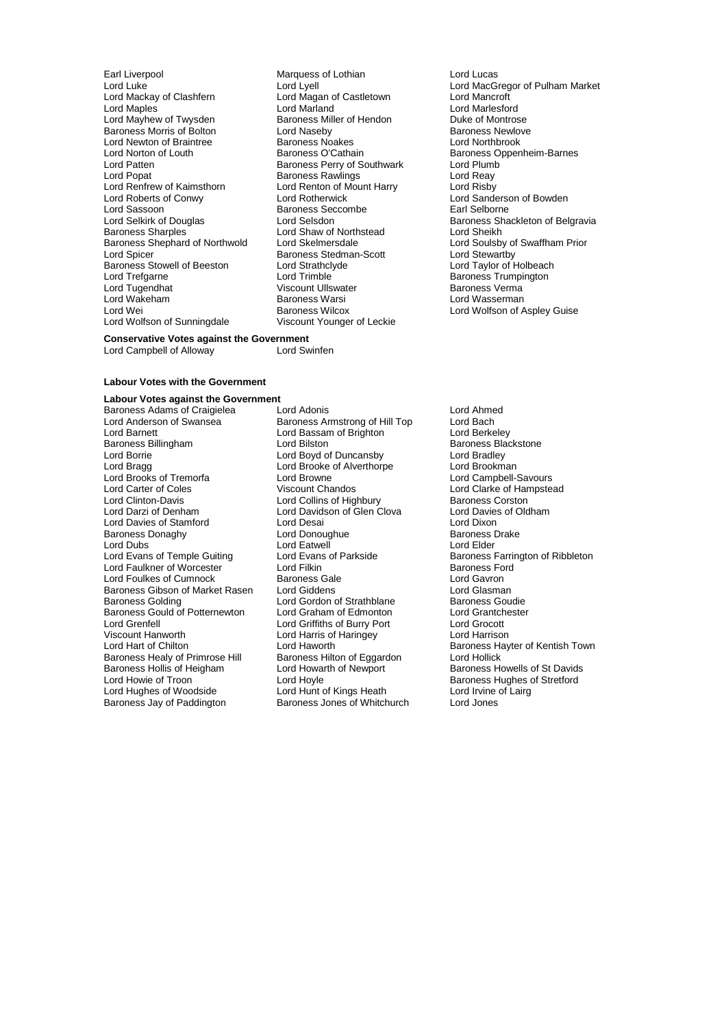Earl Liverpool
Marquess of Lothian
Lord Lucas
Lord Luke
Lord Lyell
Lord MacGregor of Pulham Market
Lord Mackay of Clashfern
Lord Magan of Castletown
Lord Mancroft
Lord Maples
Lord Marland
Lord Marlesford
Lord Mayhew of Twysden
Baroness Miller of Hendon
Duke of Montrose
Baroness Morris of Bolton
Lord Naseby
Baroness Newlove
Lord Newton of Braintree
Baroness Noakes
Lord Northbrook
Lord Norton of Louth
Baroness O'Cathain
Baroness Oppenheim-Barnes
Lord Patten
Baroness Perry of Southwark
Lord Plumb
Lord Popat
Baroness Rawlings
Lord Reay
Lord Renfrew of Kaimsthorn
Lord Renton of Mount Harry
Lord Risby
Lord Roberts of Conwy
Lord Rotherwick
Lord Sanderson of Bowden
Lord Sassoon
Baroness Seccombe
Earl Selborne
Lord Selkirk of Douglas
Lord Selsdon
Baroness Shackleton of Belgravia
Baroness Sharples
Lord Shaw of Northstead
Lord Sheikh
Baroness Shephard of Northwold
Lord Skelmersdale
Lord Soulsby of Swaffham Prior
Lord Spicer
Baroness Stedman-Scott
Lord Stewartby
Baroness Stowell of Beeston
Lord Strathclyde
Lord Taylor of Holbeach
Lord Trefgarne
Lord Trimble
Baroness Trumpington
Lord Tugendhat
Viscount Ullswater
Baroness Verma
Lord Wakeham
Baroness Warsi
Lord Wasserman
Lord Wei
Baroness Wilcox
Lord Wolfson of Aspley Guise
Lord Wolfson of Sunningdale
Viscount Younger of Leckie

**Conservative Votes against the Government**

Lord Campbell of Alloway
Lord Swinfen

**Labour Votes with the Government**

**Labour Votes against the Government**

Baroness Adams of Craigielea
Lord Adonis
Lord Ahmed
Lord Anderson of Swansea
Baroness Armstrong of Hill Top
Lord Bach
Lord Barnett
Lord Bassam of Brighton
Lord Berkeley
Baroness Billingham
Lord Bilston
Baroness Blackstone
Lord Borrie
Lord Boyd of Duncansby
Lord Bradley
Lord Bragg
Lord Brooke of Alverthorpe
Lord Brookman
Lord Brooks of Tremorfa
Lord Browne
Lord Campbell-Savours
Lord Carter of Coles
Viscount Chandos
Lord Clarke of Hampstead
Lord Clinton-Davis
Lord Collins of Highbury
Baroness Corston
Lord Darzi of Denham
Lord Davidson of Glen Clova
Lord Davies of Oldham
Lord Davies of Stamford
Lord Desai
Lord Dixon
Baroness Donaghy
Lord Donoughue
Baroness Drake
Lord Dubs
Lord Eatwell
Lord Elder
Lord Evans of Temple Guiting
Lord Evans of Parkside
Baroness Farrington of Ribbleton
Lord Faulkner of Worcester
Lord Filkin
Baroness Ford
Lord Foulkes of Cumnock
Baroness Gale
Lord Gavron
Baroness Gibson of Market Rasen
Lord Giddens
Lord Glasman
Baroness Golding
Lord Gordon of Strathblane
Baroness Goudie
Baroness Gould of Potternewton
Lord Graham of Edmonton
Lord Grantchester
Lord Grenfell
Lord Griffiths of Burry Port
Lord Grocott
Viscount Hanworth
Lord Harris of Haringey
Lord Harrison
Lord Hart of Chilton
Lord Haworth
Baroness Hayter of Kentish Town
Baroness Healy of Primrose Hill
Baroness Hilton of Eggardon
Lord Hollick
Baroness Hollis of Heigham
Lord Howarth of Newport
Baroness Howells of St Davids
Lord Howie of Troon
Lord Hoyle
Baroness Hughes of Stretford
Lord Hughes of Woodside
Lord Hunt of Kings Heath
Lord Irvine of Lairg
Baroness Jay of Paddington
Baroness Jones of Whitchurch
Lord Jones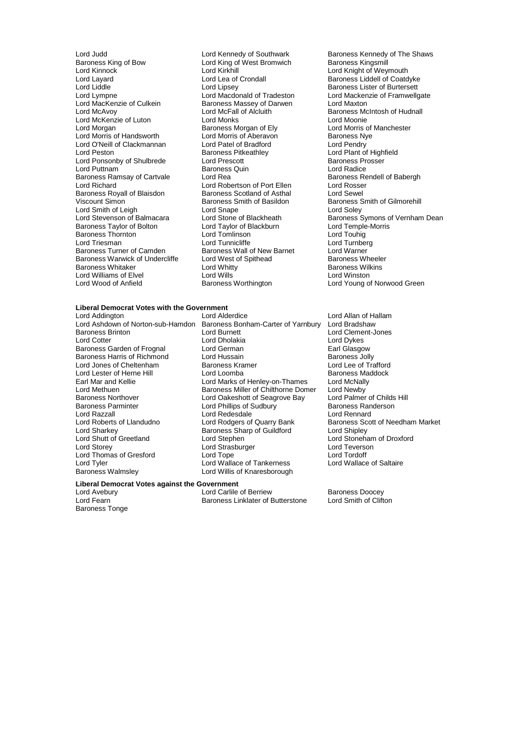Lord Judd
Baroness King of Bow
Lord Kinnock
Lord Layard
Lord Liddle
Lord Lympne
Lord MacKenzie of Culkein
Lord McAvoy
Lord McKenzie of Luton
Lord Morgan
Lord Morris of Handsworth
Lord O'Neill of Clackmannan
Lord Peston
Lord Ponsonby of Shulbrede
Lord Puttnam
Baroness Ramsay of Cartvale
Lord Richard
Baroness Royall of Blaisdon
Viscount Simon
Lord Smith of Leigh
Lord Stevenson of Balmacara
Baroness Taylor of Bolton
Baroness Thornton
Lord Triesman
Baroness Turner of Camden
Baroness Warwick of Undercliffe
Baroness Whitaker
Lord Williams of Elvel
Lord Wood of Anfield
Lord Kennedy of Southwark
Lord King of West Bromwich
Lord Kirkhill
Lord Lea of Crondall
Lord Lipsey
Lord Macdonald of Tradeston
Baroness Massey of Darwen
Lord McFall of Alcluith
Lord Monks
Baroness Morgan of Ely
Lord Morris of Aberavon
Lord Patel of Bradford
Baroness Pitkeathley
Lord Prescott
Baroness Quin
Lord Rea
Lord Robertson of Port Ellen
Baroness Scotland of Asthal
Baroness Smith of Basildon
Lord Snape
Lord Stone of Blackheath
Lord Taylor of Blackburn
Lord Tomlinson
Lord Tunnicliffe
Baroness Wall of New Barnet
Lord West of Spithead
Lord Whitty
Lord Wills
Baroness Worthington
Baroness Kennedy of The Shaws
Baroness Kingsmill
Lord Knight of Weymouth
Baroness Liddell of Coatdyke
Baroness Lister of Burtersett
Lord Mackenzie of Framwellgate
Lord Maxton
Baroness McIntosh of Hudnall
Lord Moonie
Lord Morris of Manchester
Baroness Nye
Lord Pendry
Lord Plant of Highfield
Baroness Prosser
Lord Radice
Baroness Rendell of Babergh
Lord Rosser
Lord Sewel
Baroness Smith of Gilmorehill
Lord Soley
Baroness Symons of Vernham Dean
Lord Temple-Morris
Lord Touhig
Lord Turnberg
Lord Warner
Baroness Wheeler
Baroness Wilkins
Lord Winston
Lord Young of Norwood Green

**Liberal Democrat Votes with the Government**

Lord Addington
Lord Ashdown of Norton-sub-Hamdon
Baroness Brinton
Lord Cotter
Baroness Garden of Frognal
Baroness Harris of Richmond
Lord Jones of Cheltenham
Lord Lester of Herne Hill
Earl Mar and Kellie
Lord Methuen
Baroness Northover
Baroness Parminter
Lord Razzall
Lord Roberts of Llandudno
Lord Sharkey
Lord Shutt of Greetland
Lord Storey
Lord Thomas of Gresford
Lord Tyler
Baroness Walmsley
Lord Alderdice
Baroness Bonham-Carter of Yarnbury
Lord Burnett
Lord Dholakia
Lord German
Lord Hussain
Baroness Kramer
Lord Loomba
Lord Marks of Henley-on-Thames
Baroness Miller of Chilthorne Domer
Lord Oakeshott of Seagrove Bay
Lord Phillips of Sudbury
Lord Redesdale
Lord Rodgers of Quarry Bank
Baroness Sharp of Guildford
Lord Stephen
Lord Strasburger
Lord Tope
Lord Wallace of Tankerness
Lord Willis of Knaresborough
Lord Allan of Hallam
Lord Bradshaw
Lord Clement-Jones
Lord Dykes
Earl Glasgow
Baroness Jolly
Lord Lee of Trafford
Baroness Maddock
Lord McNally
Lord Newby
Lord Palmer of Childs Hill
Baroness Randerson
Lord Rennard
Baroness Scott of Needham Market
Lord Shipley
Lord Stoneham of Droxford
Lord Teverson
Lord Tordoff
Lord Wallace of Saltaire

**Liberal Democrat Votes against the Government**

Lord Avebury
Lord Fearn
Baroness Tonge
Lord Carlile of Berriew
Baroness Linklater of Butterstone
Baroness Doocey
Lord Smith of Clifton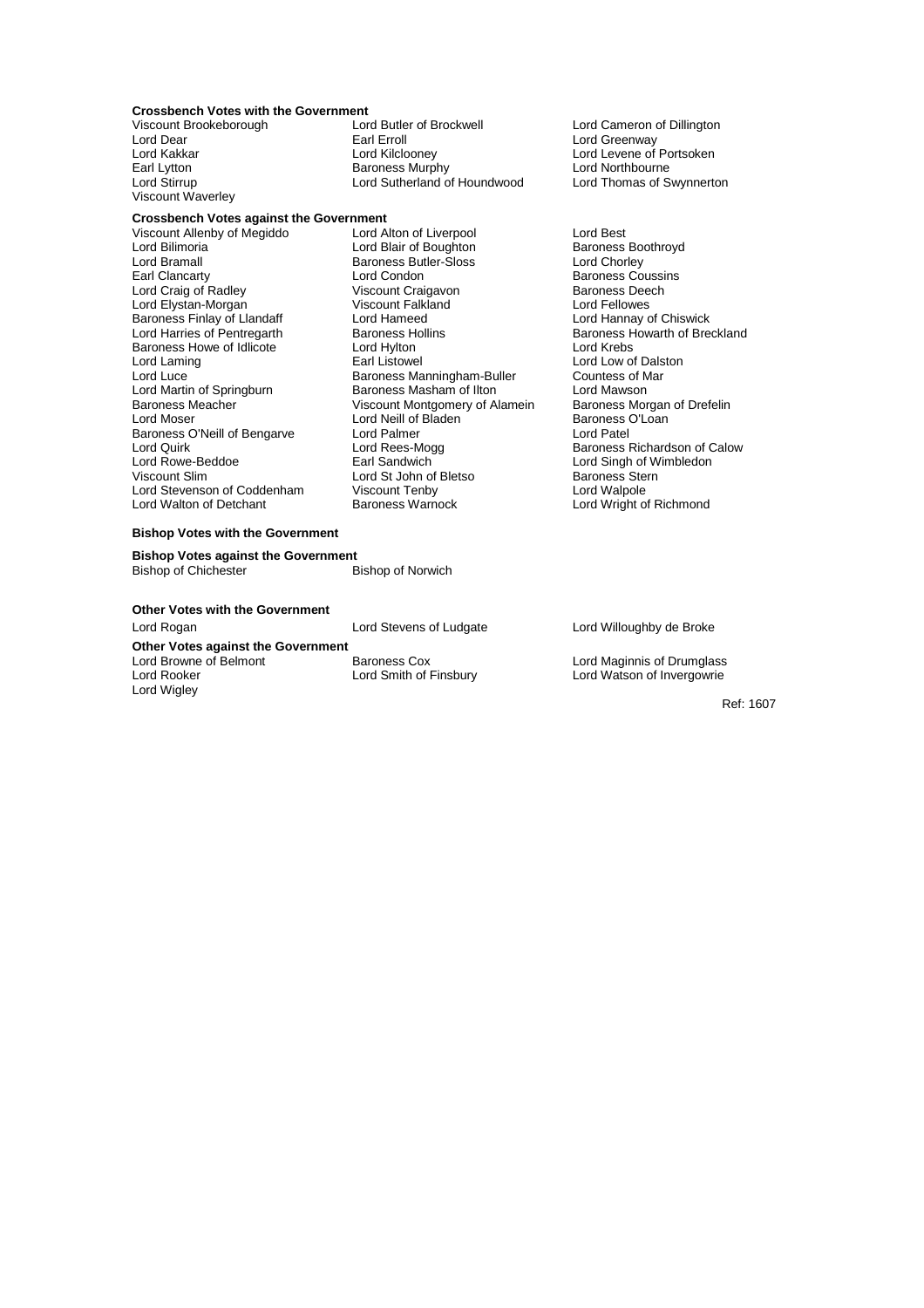**Crossbench Votes with the Government**

Viscount Brookeborough, Lord Butler of Brockwell, Lord Cameron of Dillington, Lord Dear, Earl Erroll, Lord Greenway, Lord Kakkar, Lord Kilclooney, Lord Levene of Portsoken, Earl Lytton, Baroness Murphy, Lord Northbourne, Lord Stirrup, Lord Sutherland of Houndwood, Lord Thomas of Swynnerton, Viscount Waverley

**Crossbench Votes against the Government**

Viscount Allenby of Megiddo, Lord Alton of Liverpool, Lord Best, Lord Bilimoria, Lord Blair of Boughton, Baroness Boothroyd, Lord Bramall, Baroness Butler-Sloss, Lord Chorley, Earl Clancarty, Lord Condon, Baroness Coussins, Lord Craig of Radley, Viscount Craigavon, Baroness Deech, Lord Elystan-Morgan, Viscount Falkland, Lord Fellowes, Baroness Finlay of Llandaff, Lord Hameed, Lord Hannay of Chiswick, Lord Harries of Pentregarth, Baroness Hollins, Baroness Howarth of Breckland, Baroness Howe of Idlicote, Lord Hylton, Lord Krebs, Lord Laming, Earl Listowel, Lord Low of Dalston, Lord Luce, Baroness Manningham-Buller, Countess of Mar, Lord Martin of Springburn, Baroness Masham of Ilton, Lord Mawson, Baroness Meacher, Viscount Montgomery of Alamein, Baroness Morgan of Drefelin, Lord Moser, Lord Neill of Bladen, Baroness O'Loan, Baroness O'Neill of Bengarve, Lord Palmer, Lord Patel, Lord Quirk, Lord Rees-Mogg, Baroness Richardson of Calow, Lord Rowe-Beddoe, Earl Sandwich, Lord Singh of Wimbledon, Viscount Slim, Lord St John of Bletso, Baroness Stern, Lord Stevenson of Coddenham, Viscount Tenby, Lord Walpole, Lord Walton of Detchant, Baroness Warnock, Lord Wright of Richmond

**Bishop Votes with the Government**

**Bishop Votes against the Government**

Bishop of Chichester, Bishop of Norwich

**Other Votes with the Government**

Lord Rogan, Lord Stevens of Ludgate, Lord Willoughby de Broke

**Other Votes against the Government**

Lord Browne of Belmont, Baroness Cox, Lord Maginnis of Drumglass, Lord Rooker, Lord Smith of Finsbury, Lord Watson of Invergowrie, Lord Wigley

Ref: 1607